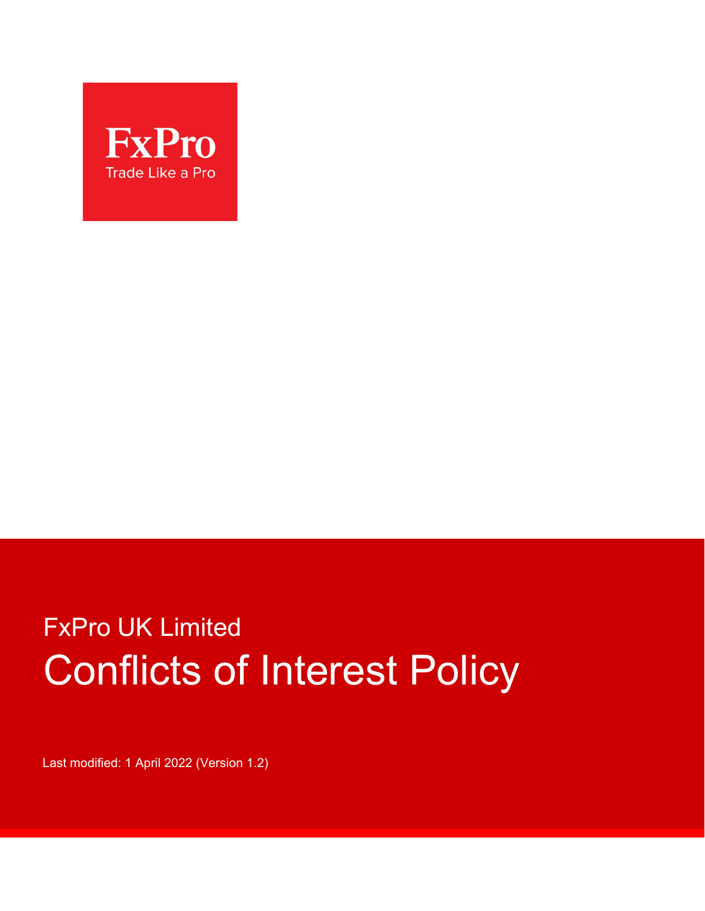FxPro

Trade Like a Pro

FxPro UK Limited

# Conflicts of Interest Policy

Last modified: 1 April 2022 (Version 1.2)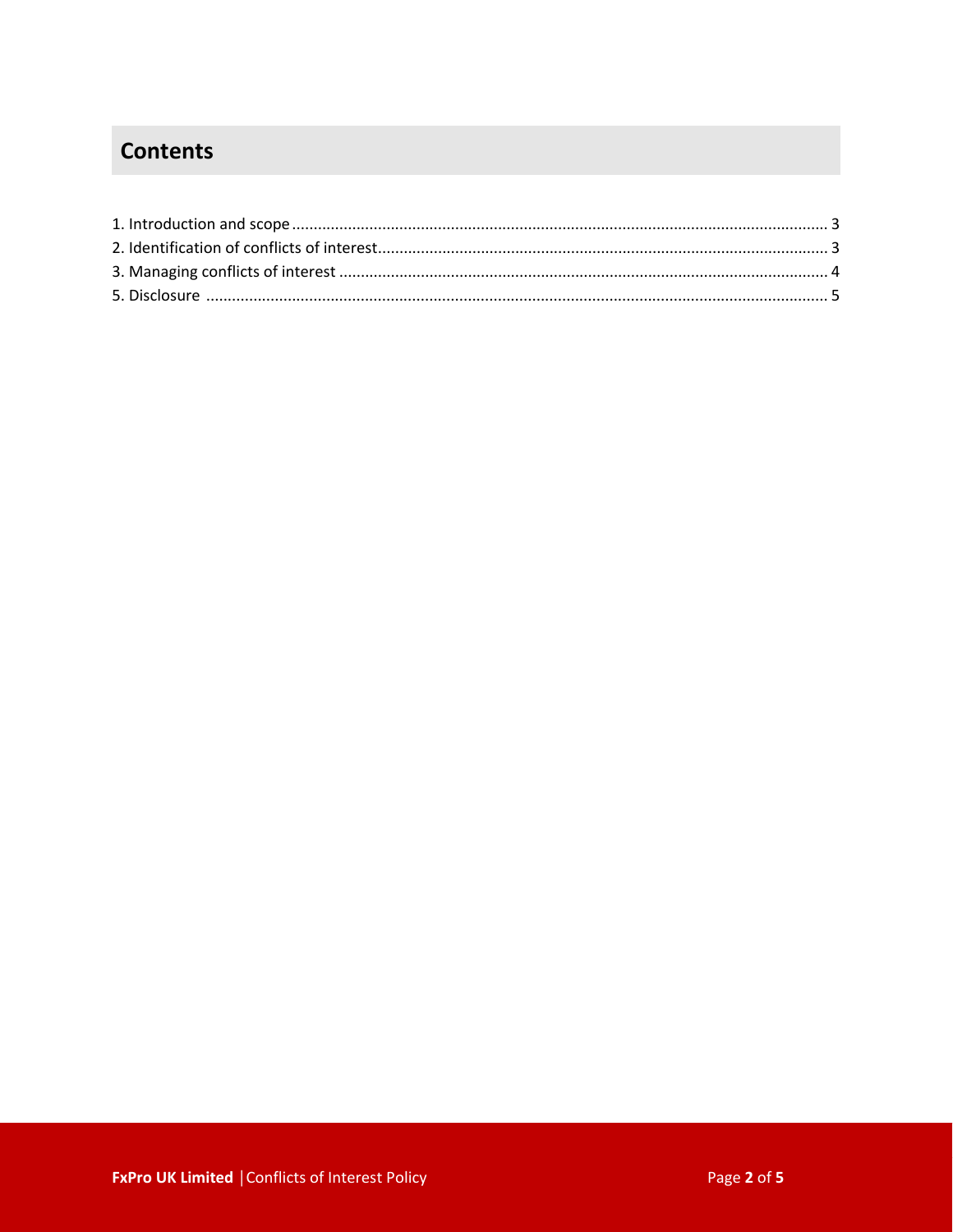## Contents

1. Introduction and scope ........................................................................................................................ 3
2. Identification of conflicts of interest.................................................................................................. 3
3. Managing conflicts of interest ........................................................................................................... 4
5. Disclosure ......................................................................................................................................... 5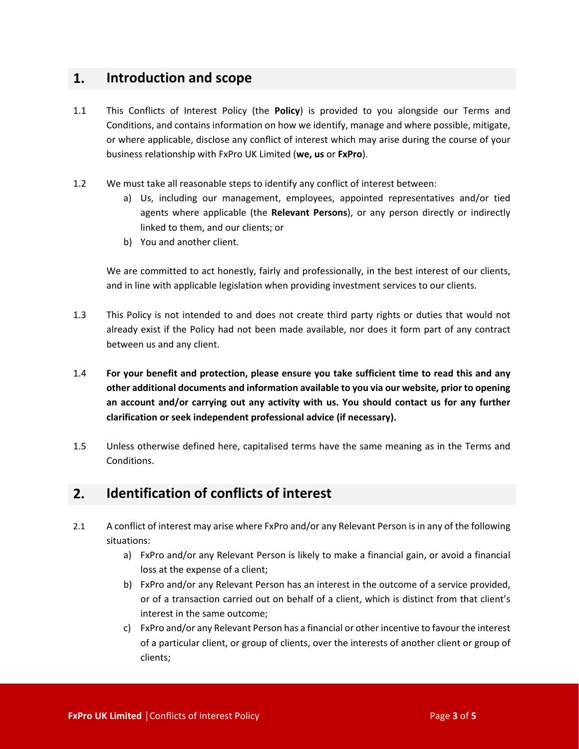## 1. Introduction and scope

1.1 This Conflicts of Interest Policy (the **Policy**) is provided to you alongside our Terms and Conditions, and contains information on how we identify, manage and where possible, mitigate, or where applicable, disclose any conflict of interest which may arise during the course of your business relationship with FxPro UK Limited (**we, us** or **FxPro**).

1.2 We must take all reasonable steps to identify any conflict of interest between:

a) Us, including our management, employees, appointed representatives and/or tied agents where applicable (the **Relevant Persons**), or any person directly or indirectly linked to them, and our clients; or

b) You and another client.

We are committed to act honestly, fairly and professionally, in the best interest of our clients, and in line with applicable legislation when providing investment services to our clients.

1.3 This Policy is not intended to and does not create third party rights or duties that would not already exist if the Policy had not been made available, nor does it form part of any contract between us and any client.

1.4 **For your benefit and protection, please ensure you take sufficient time to read this and any other additional documents and information available to you via our website, prior to opening an account and/or carrying out any activity with us. You should contact us for any further clarification or seek independent professional advice (if necessary).**

1.5 Unless otherwise defined here, capitalised terms have the same meaning as in the Terms and Conditions.

## 2. Identification of conflicts of interest

2.1 A conflict of interest may arise where FxPro and/or any Relevant Person is in any of the following situations:

a) FxPro and/or any Relevant Person is likely to make a financial gain, or avoid a financial loss at the expense of a client;

b) FxPro and/or any Relevant Person has an interest in the outcome of a service provided, or of a transaction carried out on behalf of a client, which is distinct from that client's interest in the same outcome;

c) FxPro and/or any Relevant Person has a financial or other incentive to favour the interest of a particular client, or group of clients, over the interests of another client or group of clients;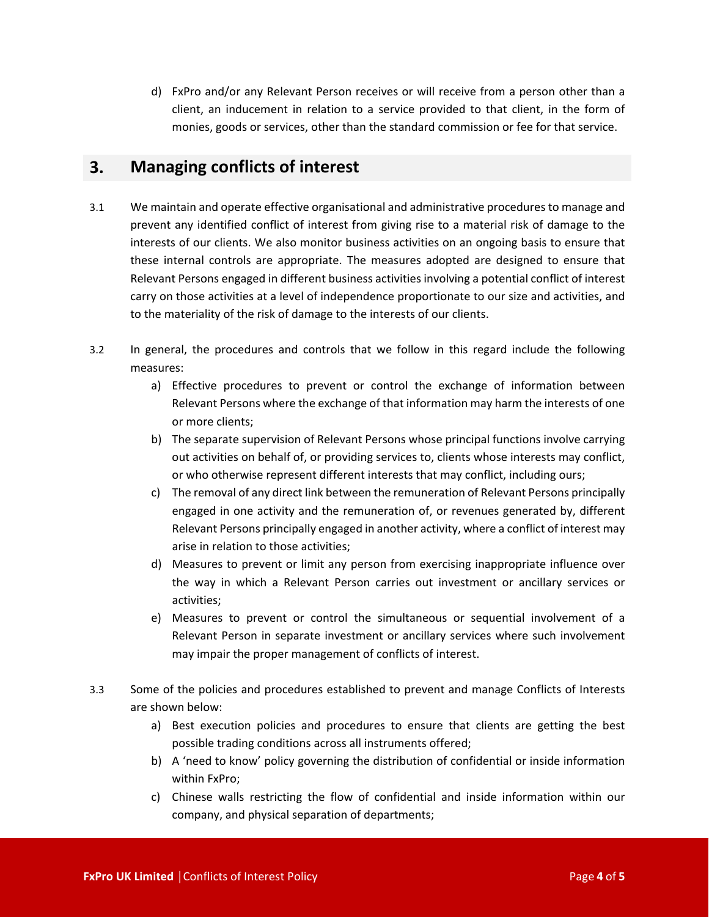d) FxPro and/or any Relevant Person receives or will receive from a person other than a client, an inducement in relation to a service provided to that client, in the form of monies, goods or services, other than the standard commission or fee for that service.

## 3. Managing conflicts of interest

3.1 We maintain and operate effective organisational and administrative procedures to manage and prevent any identified conflict of interest from giving rise to a material risk of damage to the interests of our clients. We also monitor business activities on an ongoing basis to ensure that these internal controls are appropriate. The measures adopted are designed to ensure that Relevant Persons engaged in different business activities involving a potential conflict of interest carry on those activities at a level of independence proportionate to our size and activities, and to the materiality of the risk of damage to the interests of our clients.

3.2 In general, the procedures and controls that we follow in this regard include the following measures:

a) Effective procedures to prevent or control the exchange of information between Relevant Persons where the exchange of that information may harm the interests of one or more clients;

b) The separate supervision of Relevant Persons whose principal functions involve carrying out activities on behalf of, or providing services to, clients whose interests may conflict, or who otherwise represent different interests that may conflict, including ours;

c) The removal of any direct link between the remuneration of Relevant Persons principally engaged in one activity and the remuneration of, or revenues generated by, different Relevant Persons principally engaged in another activity, where a conflict of interest may arise in relation to those activities;

d) Measures to prevent or limit any person from exercising inappropriate influence over the way in which a Relevant Person carries out investment or ancillary services or activities;

e) Measures to prevent or control the simultaneous or sequential involvement of a Relevant Person in separate investment or ancillary services where such involvement may impair the proper management of conflicts of interest.

3.3 Some of the policies and procedures established to prevent and manage Conflicts of Interests are shown below:

a) Best execution policies and procedures to ensure that clients are getting the best possible trading conditions across all instruments offered;

b) A 'need to know' policy governing the distribution of confidential or inside information within FxPro;

c) Chinese walls restricting the flow of confidential and inside information within our company, and physical separation of departments;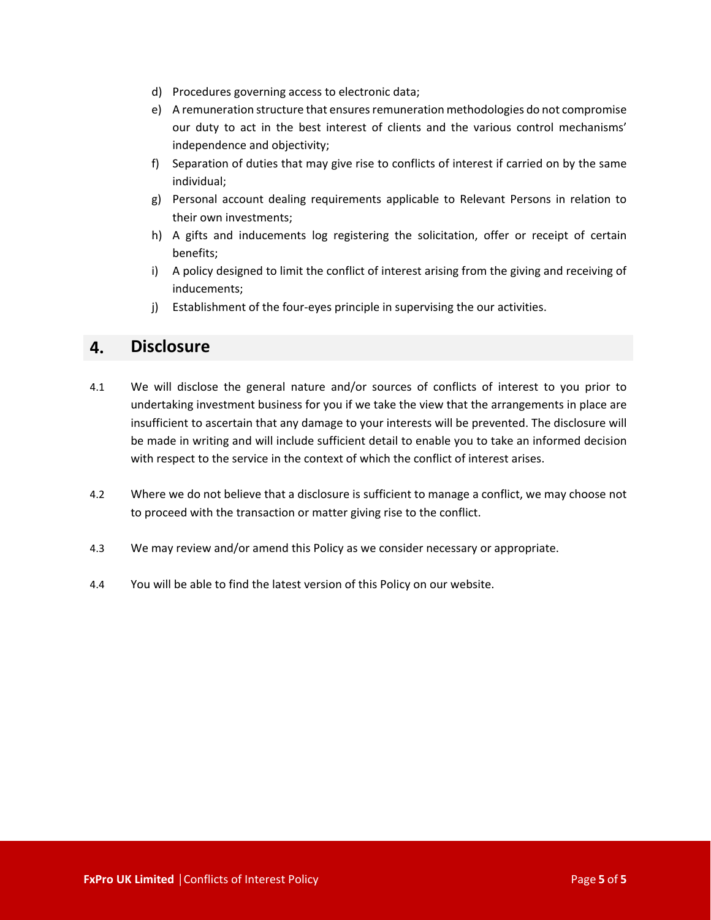d) Procedures governing access to electronic data;
e) A remuneration structure that ensures remuneration methodologies do not compromise our duty to act in the best interest of clients and the various control mechanisms' independence and objectivity;
f) Separation of duties that may give rise to conflicts of interest if carried on by the same individual;
g) Personal account dealing requirements applicable to Relevant Persons in relation to their own investments;
h) A gifts and inducements log registering the solicitation, offer or receipt of certain benefits;
i) A policy designed to limit the conflict of interest arising from the giving and receiving of inducements;
j) Establishment of the four-eyes principle in supervising the our activities.

## 4. Disclosure

4.1 We will disclose the general nature and/or sources of conflicts of interest to you prior to undertaking investment business for you if we take the view that the arrangements in place are insufficient to ascertain that any damage to your interests will be prevented. The disclosure will be made in writing and will include sufficient detail to enable you to take an informed decision with respect to the service in the context of which the conflict of interest arises.

4.2 Where we do not believe that a disclosure is sufficient to manage a conflict, we may choose not to proceed with the transaction or matter giving rise to the conflict.

4.3 We may review and/or amend this Policy as we consider necessary or appropriate.

4.4 You will be able to find the latest version of this Policy on our website.